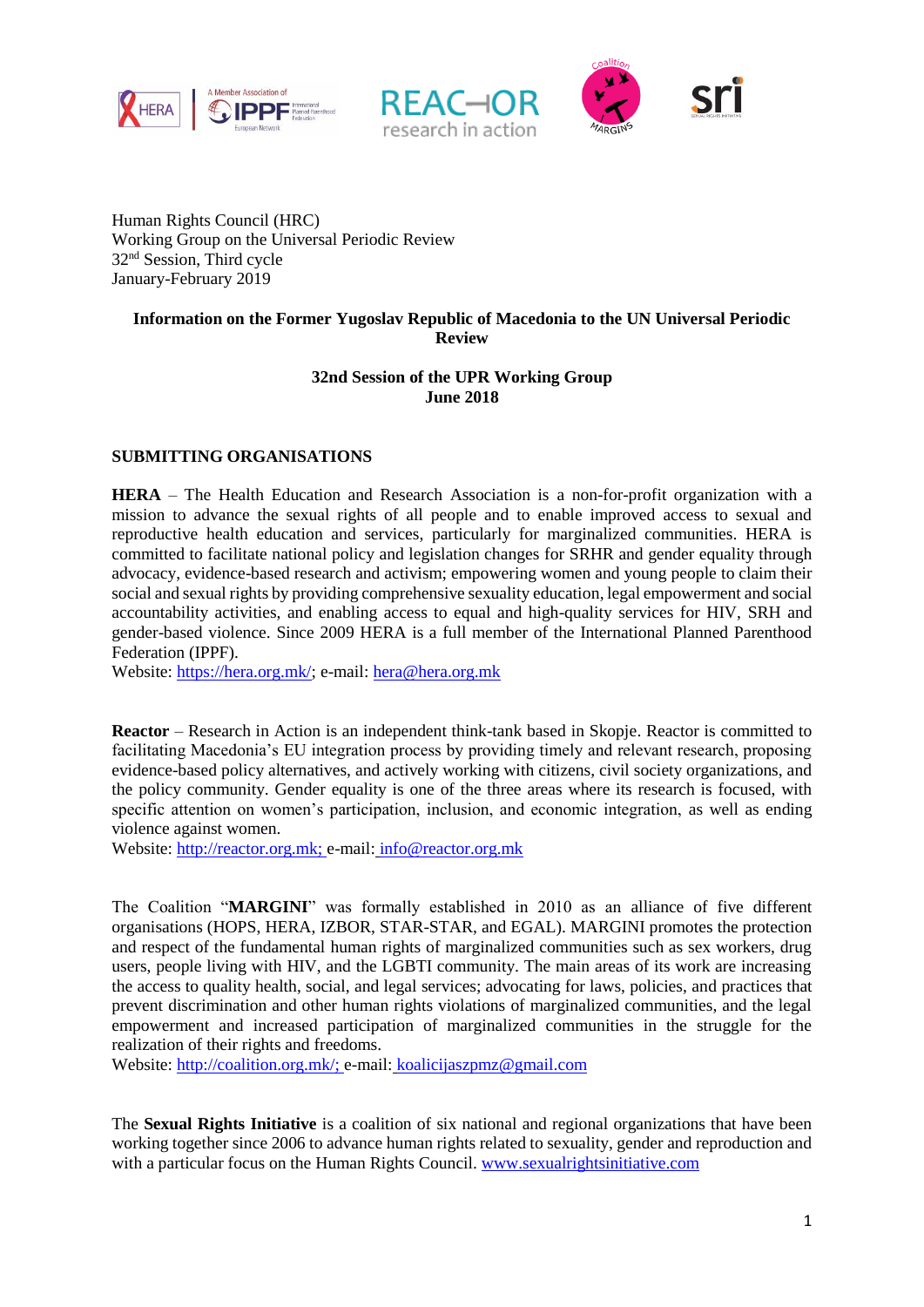Human Rights Council (HRC)
Working Group on the Universal Periodic Review
32nd Session, Third cycle
January-February 2019

**Information on the Former Yugoslav Republic of Macedonia to the UN Universal Periodic Review**

**32nd Session of the UPR Working Group**
**June 2018**

## SUBMITTING ORGANISATIONS

**HERA** – The Health Education and Research Association is a non-for-profit organization with a mission to advance the sexual rights of all people and to enable improved access to sexual and reproductive health education and services, particularly for marginalized communities. HERA is committed to facilitate national policy and legislation changes for SRHR and gender equality through advocacy, evidence-based research and activism; empowering women and young people to claim their social and sexual rights by providing comprehensive sexuality education, legal empowerment and social accountability activities, and enabling access to equal and high-quality services for HIV, SRH and gender-based violence. Since 2009 HERA is a full member of the International Planned Parenthood Federation (IPPF).
Website: https://hera.org.mk/; e-mail: hera@hera.org.mk

**Reactor** – Research in Action is an independent think-tank based in Skopje. Reactor is committed to facilitating Macedonia's EU integration process by providing timely and relevant research, proposing evidence-based policy alternatives, and actively working with citizens, civil society organizations, and the policy community. Gender equality is one of the three areas where its research is focused, with specific attention on women's participation, inclusion, and economic integration, as well as ending violence against women.
Website: http://reactor.org.mk; e-mail: info@reactor.org.mk

The Coalition "**MARGINI**" was formally established in 2010 as an alliance of five different organisations (HOPS, HERA, IZBOR, STAR-STAR, and EGAL). MARGINI promotes the protection and respect of the fundamental human rights of marginalized communities such as sex workers, drug users, people living with HIV, and the LGBTI community. The main areas of its work are increasing the access to quality health, social, and legal services; advocating for laws, policies, and practices that prevent discrimination and other human rights violations of marginalized communities, and the legal empowerment and increased participation of marginalized communities in the struggle for the realization of their rights and freedoms.
Website: http://coalition.org.mk/; e-mail: koalicijaszpmz@gmail.com

The **Sexual Rights Initiative** is a coalition of six national and regional organizations that have been working together since 2006 to advance human rights related to sexuality, gender and reproduction and with a particular focus on the Human Rights Council. www.sexualrightsinitiative.com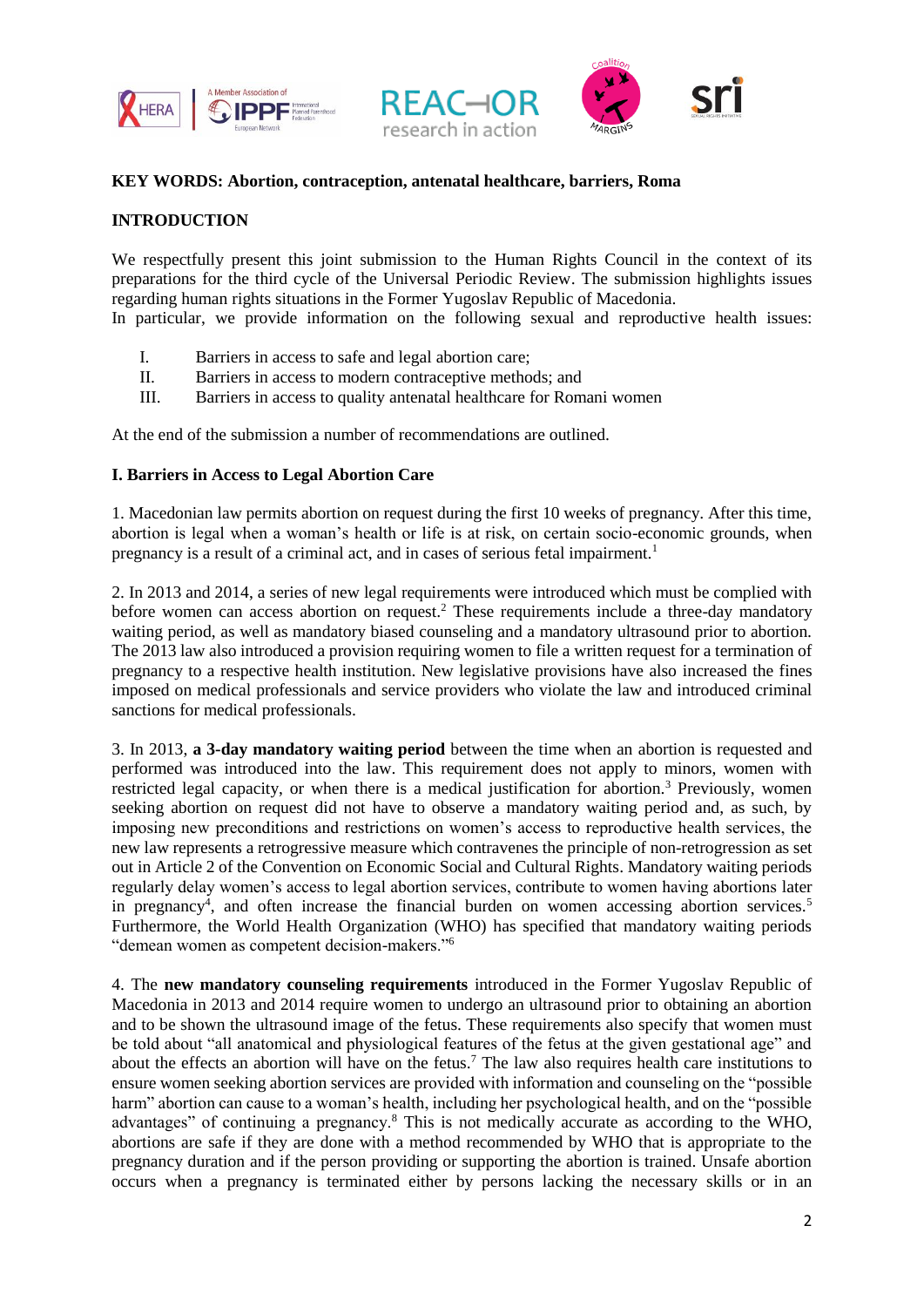**KEY WORDS: Abortion, contraception, antenatal healthcare, barriers, Roma**

**INTRODUCTION**

We respectfully present this joint submission to the Human Rights Council in the context of its preparations for the third cycle of the Universal Periodic Review. The submission highlights issues regarding human rights situations in the Former Yugoslav Republic of Macedonia.
In particular, we provide information on the following sexual and reproductive health issues:

I. Barriers in access to safe and legal abortion care;
II. Barriers in access to modern contraceptive methods; and
III. Barriers in access to quality antenatal healthcare for Romani women

At the end of the submission a number of recommendations are outlined.

**I. Barriers in Access to Legal Abortion Care**

1. Macedonian law permits abortion on request during the first 10 weeks of pregnancy. After this time, abortion is legal when a woman's health or life is at risk, on certain socio-economic grounds, when pregnancy is a result of a criminal act, and in cases of serious fetal impairment.[1]

2. In 2013 and 2014, a series of new legal requirements were introduced which must be complied with before women can access abortion on request.[2] These requirements include a three-day mandatory waiting period, as well as mandatory biased counseling and a mandatory ultrasound prior to abortion. The 2013 law also introduced a provision requiring women to file a written request for a termination of pregnancy to a respective health institution. New legislative provisions have also increased the fines imposed on medical professionals and service providers who violate the law and introduced criminal sanctions for medical professionals.

3. In 2013, **a 3-day mandatory waiting period** between the time when an abortion is requested and performed was introduced into the law. This requirement does not apply to minors, women with restricted legal capacity, or when there is a medical justification for abortion.[3] Previously, women seeking abortion on request did not have to observe a mandatory waiting period and, as such, by imposing new preconditions and restrictions on women's access to reproductive health services, the new law represents a retrogressive measure which contravenes the principle of non-retrogression as set out in Article 2 of the Convention on Economic Social and Cultural Rights. Mandatory waiting periods regularly delay women's access to legal abortion services, contribute to women having abortions later in pregnancy[4], and often increase the financial burden on women accessing abortion services.[5] Furthermore, the World Health Organization (WHO) has specified that mandatory waiting periods "demean women as competent decision-makers."[6]

4. The **new mandatory counseling requirements** introduced in the Former Yugoslav Republic of Macedonia in 2013 and 2014 require women to undergo an ultrasound prior to obtaining an abortion and to be shown the ultrasound image of the fetus. These requirements also specify that women must be told about "all anatomical and physiological features of the fetus at the given gestational age" and about the effects an abortion will have on the fetus.[7] The law also requires health care institutions to ensure women seeking abortion services are provided with information and counseling on the "possible harm" abortion can cause to a woman's health, including her psychological health, and on the "possible advantages" of continuing a pregnancy.[8] This is not medically accurate as according to the WHO, abortions are safe if they are done with a method recommended by WHO that is appropriate to the pregnancy duration and if the person providing or supporting the abortion is trained. Unsafe abortion occurs when a pregnancy is terminated either by persons lacking the necessary skills or in an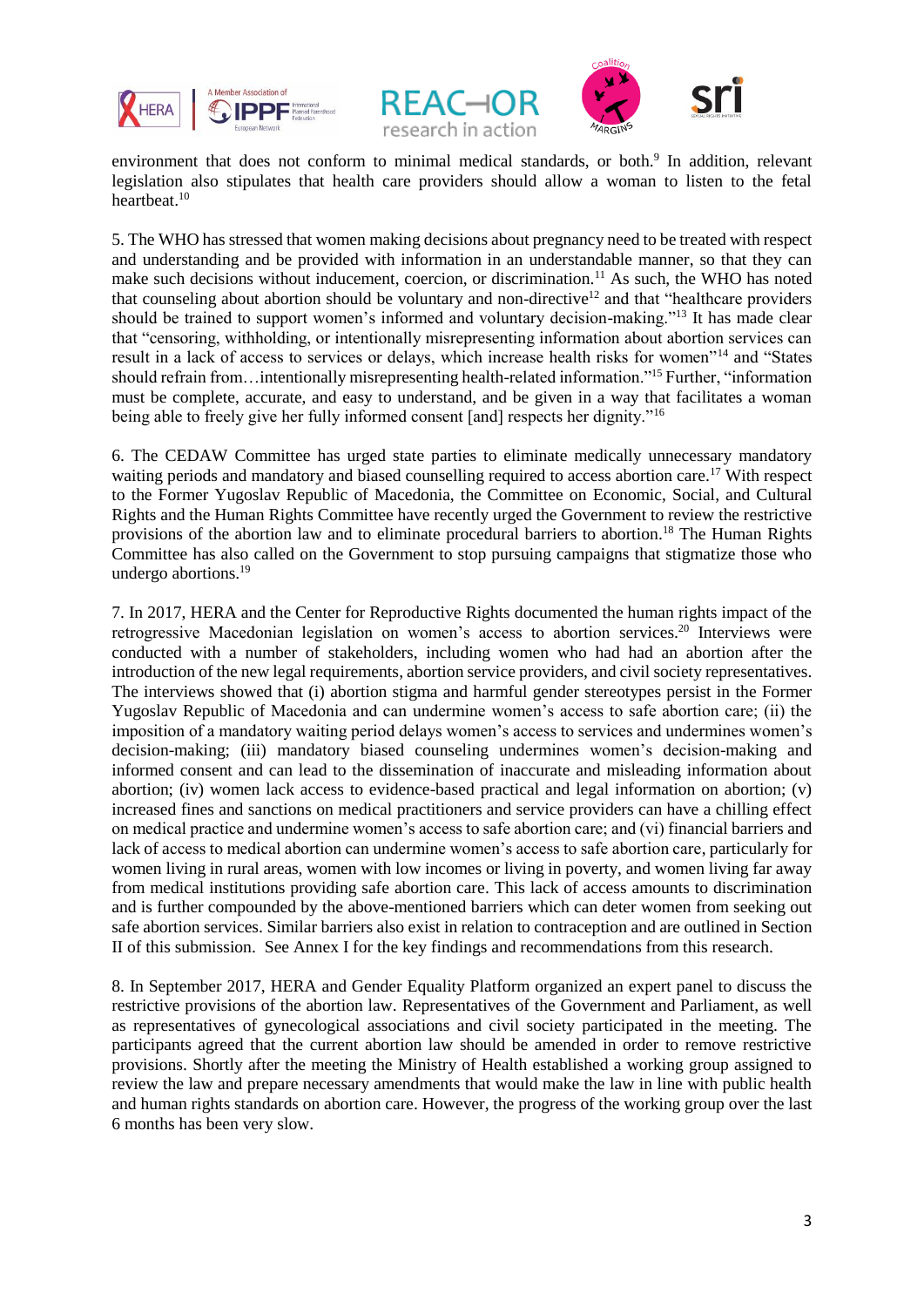environment that does not conform to minimal medical standards, or both.[9] In addition, relevant legislation also stipulates that health care providers should allow a woman to listen to the fetal heartbeat.[10]

5. The WHO has stressed that women making decisions about pregnancy need to be treated with respect and understanding and be provided with information in an understandable manner, so that they can make such decisions without inducement, coercion, or discrimination.[11] As such, the WHO has noted that counseling about abortion should be voluntary and non-directive[12] and that "healthcare providers should be trained to support women's informed and voluntary decision-making."[13] It has made clear that "censoring, withholding, or intentionally misrepresenting information about abortion services can result in a lack of access to services or delays, which increase health risks for women"[14] and "States should refrain from…intentionally misrepresenting health-related information."[15] Further, "information must be complete, accurate, and easy to understand, and be given in a way that facilitates a woman being able to freely give her fully informed consent [and] respects her dignity."[16]

6. The CEDAW Committee has urged state parties to eliminate medically unnecessary mandatory waiting periods and mandatory and biased counselling required to access abortion care.[17] With respect to the Former Yugoslav Republic of Macedonia, the Committee on Economic, Social, and Cultural Rights and the Human Rights Committee have recently urged the Government to review the restrictive provisions of the abortion law and to eliminate procedural barriers to abortion.[18] The Human Rights Committee has also called on the Government to stop pursuing campaigns that stigmatize those who undergo abortions.[19]

7. In 2017, HERA and the Center for Reproductive Rights documented the human rights impact of the retrogressive Macedonian legislation on women's access to abortion services.[20] Interviews were conducted with a number of stakeholders, including women who had had an abortion after the introduction of the new legal requirements, abortion service providers, and civil society representatives. The interviews showed that (i) abortion stigma and harmful gender stereotypes persist in the Former Yugoslav Republic of Macedonia and can undermine women's access to safe abortion care; (ii) the imposition of a mandatory waiting period delays women's access to services and undermines women's decision-making; (iii) mandatory biased counseling undermines women's decision-making and informed consent and can lead to the dissemination of inaccurate and misleading information about abortion; (iv) women lack access to evidence-based practical and legal information on abortion; (v) increased fines and sanctions on medical practitioners and service providers can have a chilling effect on medical practice and undermine women's access to safe abortion care; and (vi) financial barriers and lack of access to medical abortion can undermine women's access to safe abortion care, particularly for women living in rural areas, women with low incomes or living in poverty, and women living far away from medical institutions providing safe abortion care. This lack of access amounts to discrimination and is further compounded by the above-mentioned barriers which can deter women from seeking out safe abortion services. Similar barriers also exist in relation to contraception and are outlined in Section II of this submission. See Annex I for the key findings and recommendations from this research.

8. In September 2017, HERA and Gender Equality Platform organized an expert panel to discuss the restrictive provisions of the abortion law. Representatives of the Government and Parliament, as well as representatives of gynecological associations and civil society participated in the meeting. The participants agreed that the current abortion law should be amended in order to remove restrictive provisions. Shortly after the meeting the Ministry of Health established a working group assigned to review the law and prepare necessary amendments that would make the law in line with public health and human rights standards on abortion care. However, the progress of the working group over the last 6 months has been very slow.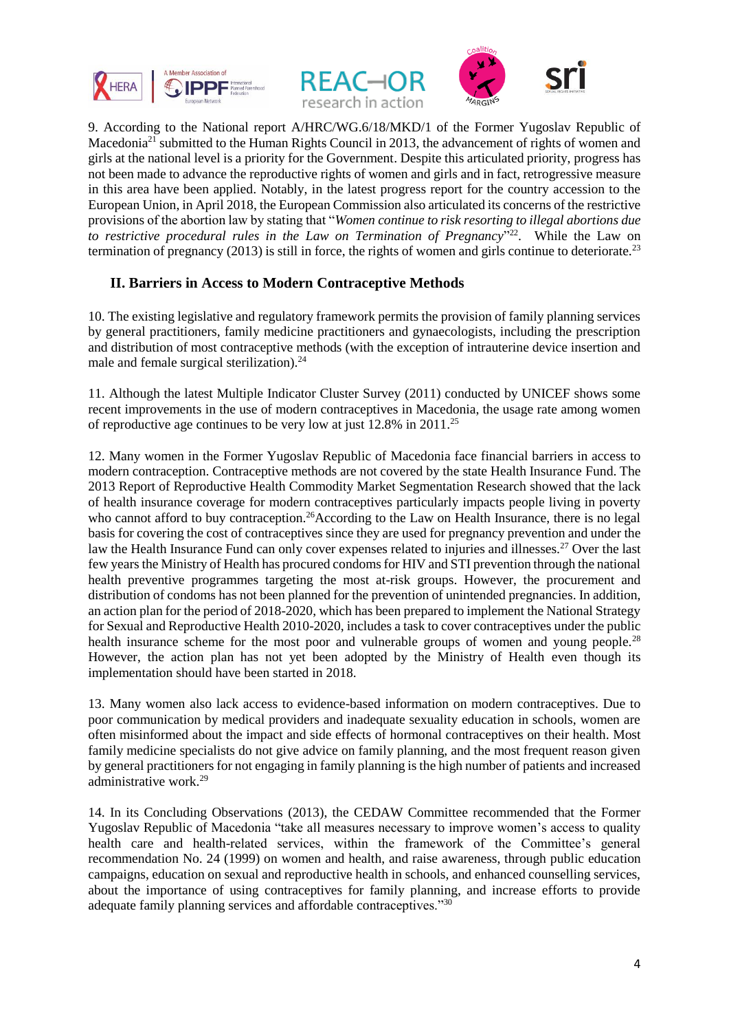9. According to the National report A/HRC/WG.6/18/MKD/1 of the Former Yugoslav Republic of Macedonia[21] submitted to the Human Rights Council in 2013, the advancement of rights of women and girls at the national level is a priority for the Government. Despite this articulated priority, progress has not been made to advance the reproductive rights of women and girls and in fact, retrogressive measure in this area have been applied. Notably, in the latest progress report for the country accession to the European Union, in April 2018, the European Commission also articulated its concerns of the restrictive provisions of the abortion law by stating that "*Women continue to risk resorting to illegal abortions due to restrictive procedural rules in the Law on Termination of Pregnancy*"[22]. While the Law on termination of pregnancy (2013) is still in force, the rights of women and girls continue to deteriorate.[23]

## II. Barriers in Access to Modern Contraceptive Methods

10. The existing legislative and regulatory framework permits the provision of family planning services by general practitioners, family medicine practitioners and gynaecologists, including the prescription and distribution of most contraceptive methods (with the exception of intrauterine device insertion and male and female surgical sterilization).[24]

11. Although the latest Multiple Indicator Cluster Survey (2011) conducted by UNICEF shows some recent improvements in the use of modern contraceptives in Macedonia, the usage rate among women of reproductive age continues to be very low at just 12.8% in 2011.[25]

12. Many women in the Former Yugoslav Republic of Macedonia face financial barriers in access to modern contraception. Contraceptive methods are not covered by the state Health Insurance Fund. The 2013 Report of Reproductive Health Commodity Market Segmentation Research showed that the lack of health insurance coverage for modern contraceptives particularly impacts people living in poverty who cannot afford to buy contraception.[26]According to the Law on Health Insurance, there is no legal basis for covering the cost of contraceptives since they are used for pregnancy prevention and under the law the Health Insurance Fund can only cover expenses related to injuries and illnesses.[27] Over the last few years the Ministry of Health has procured condoms for HIV and STI prevention through the national health preventive programmes targeting the most at-risk groups. However, the procurement and distribution of condoms has not been planned for the prevention of unintended pregnancies. In addition, an action plan for the period of 2018-2020, which has been prepared to implement the National Strategy for Sexual and Reproductive Health 2010-2020, includes a task to cover contraceptives under the public health insurance scheme for the most poor and vulnerable groups of women and young people.[28] However, the action plan has not yet been adopted by the Ministry of Health even though its implementation should have been started in 2018.

13. Many women also lack access to evidence-based information on modern contraceptives. Due to poor communication by medical providers and inadequate sexuality education in schools, women are often misinformed about the impact and side effects of hormonal contraceptives on their health. Most family medicine specialists do not give advice on family planning, and the most frequent reason given by general practitioners for not engaging in family planning is the high number of patients and increased administrative work.[29]

14. In its Concluding Observations (2013), the CEDAW Committee recommended that the Former Yugoslav Republic of Macedonia "take all measures necessary to improve women's access to quality health care and health-related services, within the framework of the Committee's general recommendation No. 24 (1999) on women and health, and raise awareness, through public education campaigns, education on sexual and reproductive health in schools, and enhanced counselling services, about the importance of using contraceptives for family planning, and increase efforts to provide adequate family planning services and affordable contraceptives."[30]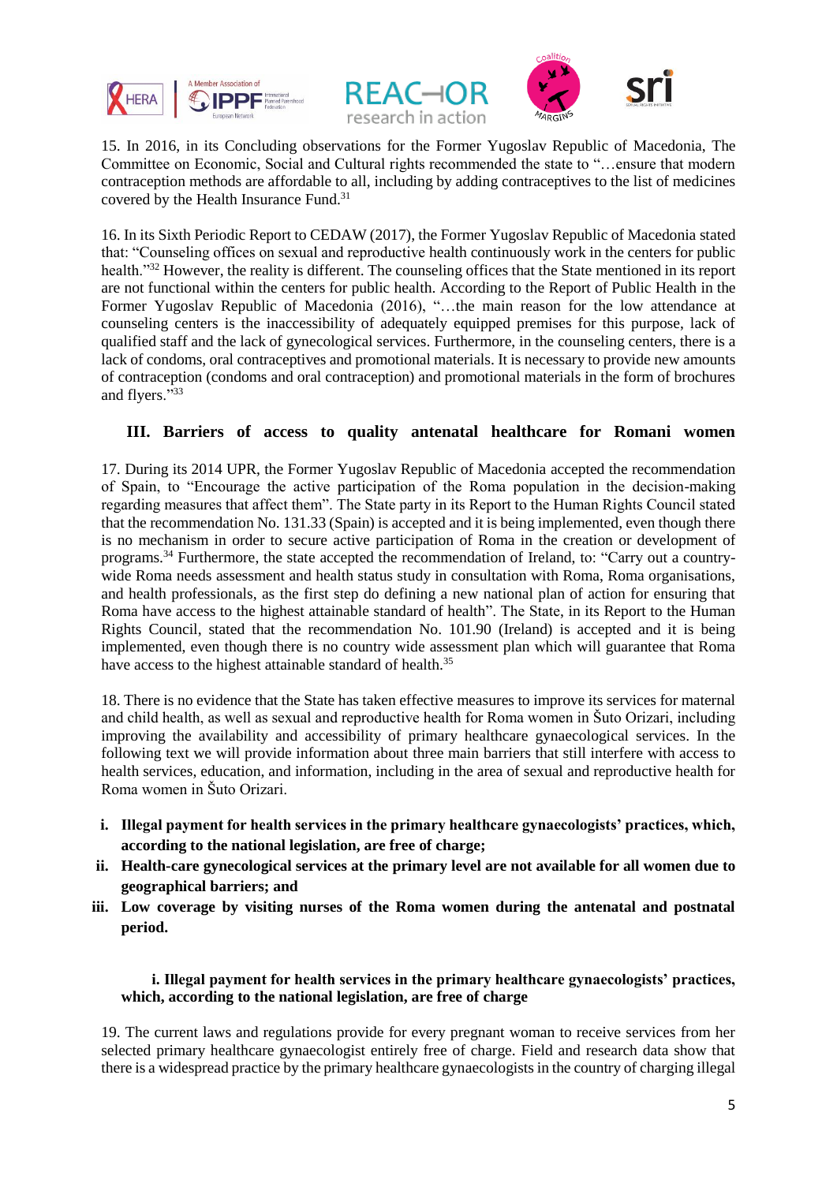15. In 2016, in its Concluding observations for the Former Yugoslav Republic of Macedonia, The Committee on Economic, Social and Cultural rights recommended the state to "…ensure that modern contraception methods are affordable to all, including by adding contraceptives to the list of medicines covered by the Health Insurance Fund.[31]

16. In its Sixth Periodic Report to CEDAW (2017), the Former Yugoslav Republic of Macedonia stated that: "Counseling offices on sexual and reproductive health continuously work in the centers for public health."[32] However, the reality is different. The counseling offices that the State mentioned in its report are not functional within the centers for public health. According to the Report of Public Health in the Former Yugoslav Republic of Macedonia (2016), "…the main reason for the low attendance at counseling centers is the inaccessibility of adequately equipped premises for this purpose, lack of qualified staff and the lack of gynecological services. Furthermore, in the counseling centers, there is a lack of condoms, oral contraceptives and promotional materials. It is necessary to provide new amounts of contraception (condoms and oral contraception) and promotional materials in the form of brochures and flyers."[33]

## III. Barriers of access to quality antenatal healthcare for Romani women

17. During its 2014 UPR, the Former Yugoslav Republic of Macedonia accepted the recommendation of Spain, to "Encourage the active participation of the Roma population in the decision-making regarding measures that affect them". The State party in its Report to the Human Rights Council stated that the recommendation No. 131.33 (Spain) is accepted and it is being implemented, even though there is no mechanism in order to secure active participation of Roma in the creation or development of programs.[34] Furthermore, the state accepted the recommendation of Ireland, to: "Carry out a country-wide Roma needs assessment and health status study in consultation with Roma, Roma organisations, and health professionals, as the first step do defining a new national plan of action for ensuring that Roma have access to the highest attainable standard of health". The State, in its Report to the Human Rights Council, stated that the recommendation No. 101.90 (Ireland) is accepted and it is being implemented, even though there is no country wide assessment plan which will guarantee that Roma have access to the highest attainable standard of health.[35]

18. There is no evidence that the State has taken effective measures to improve its services for maternal and child health, as well as sexual and reproductive health for Roma women in Šuto Orizari, including improving the availability and accessibility of primary healthcare gynaecological services. In the following text we will provide information about three main barriers that still interfere with access to health services, education, and information, including in the area of sexual and reproductive health for Roma women in Šuto Orizari.

i. **Illegal payment for health services in the primary healthcare gynaecologists' practices, which, according to the national legislation, are free of charge;**
ii. **Health-care gynecological services at the primary level are not available for all women due to geographical barriers; and**
iii. **Low coverage by visiting nurses of the Roma women during the antenatal and postnatal period.**

### i. Illegal payment for health services in the primary healthcare gynaecologists' practices, which, according to the national legislation, are free of charge

19. The current laws and regulations provide for every pregnant woman to receive services from her selected primary healthcare gynaecologist entirely free of charge. Field and research data show that there is a widespread practice by the primary healthcare gynaecologists in the country of charging illegal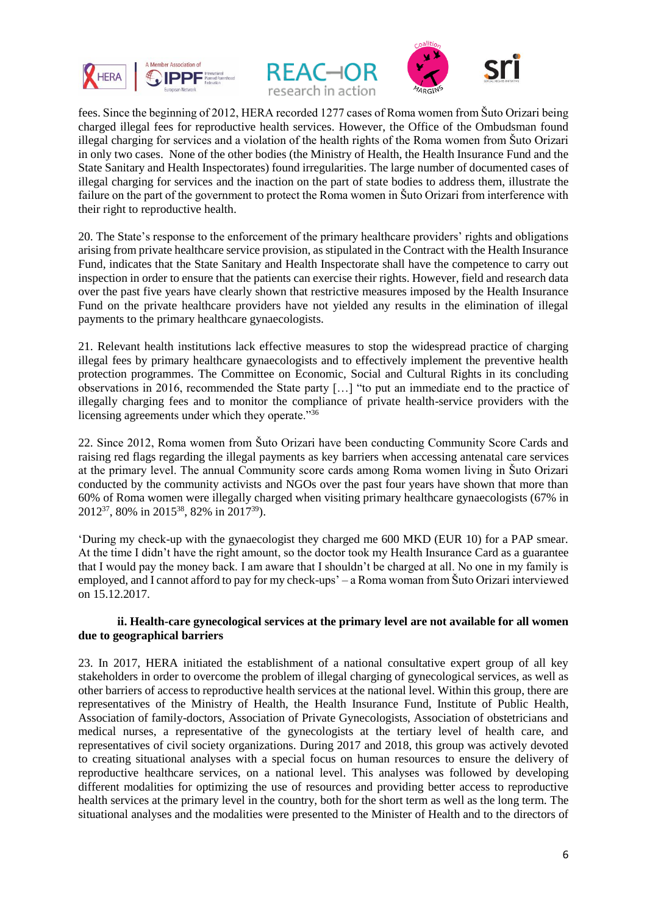fees. Since the beginning of 2012, HERA recorded 1277 cases of Roma women from Šuto Orizari being charged illegal fees for reproductive health services. However, the Office of the Ombudsman found illegal charging for services and a violation of the health rights of the Roma women from Šuto Orizari in only two cases. None of the other bodies (the Ministry of Health, the Health Insurance Fund and the State Sanitary and Health Inspectorates) found irregularities. The large number of documented cases of illegal charging for services and the inaction on the part of state bodies to address them, illustrate the failure on the part of the government to protect the Roma women in Šuto Orizari from interference with their right to reproductive health.

20. The State's response to the enforcement of the primary healthcare providers' rights and obligations arising from private healthcare service provision, as stipulated in the Contract with the Health Insurance Fund, indicates that the State Sanitary and Health Inspectorate shall have the competence to carry out inspection in order to ensure that the patients can exercise their rights. However, field and research data over the past five years have clearly shown that restrictive measures imposed by the Health Insurance Fund on the private healthcare providers have not yielded any results in the elimination of illegal payments to the primary healthcare gynaecologists.

21. Relevant health institutions lack effective measures to stop the widespread practice of charging illegal fees by primary healthcare gynaecologists and to effectively implement the preventive health protection programmes. The Committee on Economic, Social and Cultural Rights in its concluding observations in 2016, recommended the State party […] "to put an immediate end to the practice of illegally charging fees and to monitor the compliance of private health-service providers with the licensing agreements under which they operate."[36]

22. Since 2012, Roma women from Šuto Orizari have been conducting Community Score Cards and raising red flags regarding the illegal payments as key barriers when accessing antenatal care services at the primary level. The annual Community score cards among Roma women living in Šuto Orizari conducted by the community activists and NGOs over the past four years have shown that more than 60% of Roma women were illegally charged when visiting primary healthcare gynaecologists (67% in 2012[37], 80% in 2015[38], 82% in 2017[39]).

'During my check-up with the gynaecologist they charged me 600 MKD (EUR 10) for a PAP smear. At the time I didn't have the right amount, so the doctor took my Health Insurance Card as a guarantee that I would pay the money back. I am aware that I shouldn't be charged at all. No one in my family is employed, and I cannot afford to pay for my check-ups' – a Roma woman from Šuto Orizari interviewed on 15.12.2017.

**ii. Health-care gynecological services at the primary level are not available for all women due to geographical barriers**

23. In 2017, HERA initiated the establishment of a national consultative expert group of all key stakeholders in order to overcome the problem of illegal charging of gynecological services, as well as other barriers of access to reproductive health services at the national level. Within this group, there are representatives of the Ministry of Health, the Health Insurance Fund, Institute of Public Health, Association of family-doctors, Association of Private Gynecologists, Association of obstetricians and medical nurses, a representative of the gynecologists at the tertiary level of health care, and representatives of civil society organizations. During 2017 and 2018, this group was actively devoted to creating situational analyses with a special focus on human resources to ensure the delivery of reproductive healthcare services, on a national level. This analyses was followed by developing different modalities for optimizing the use of resources and providing better access to reproductive health services at the primary level in the country, both for the short term as well as the long term. The situational analyses and the modalities were presented to the Minister of Health and to the directors of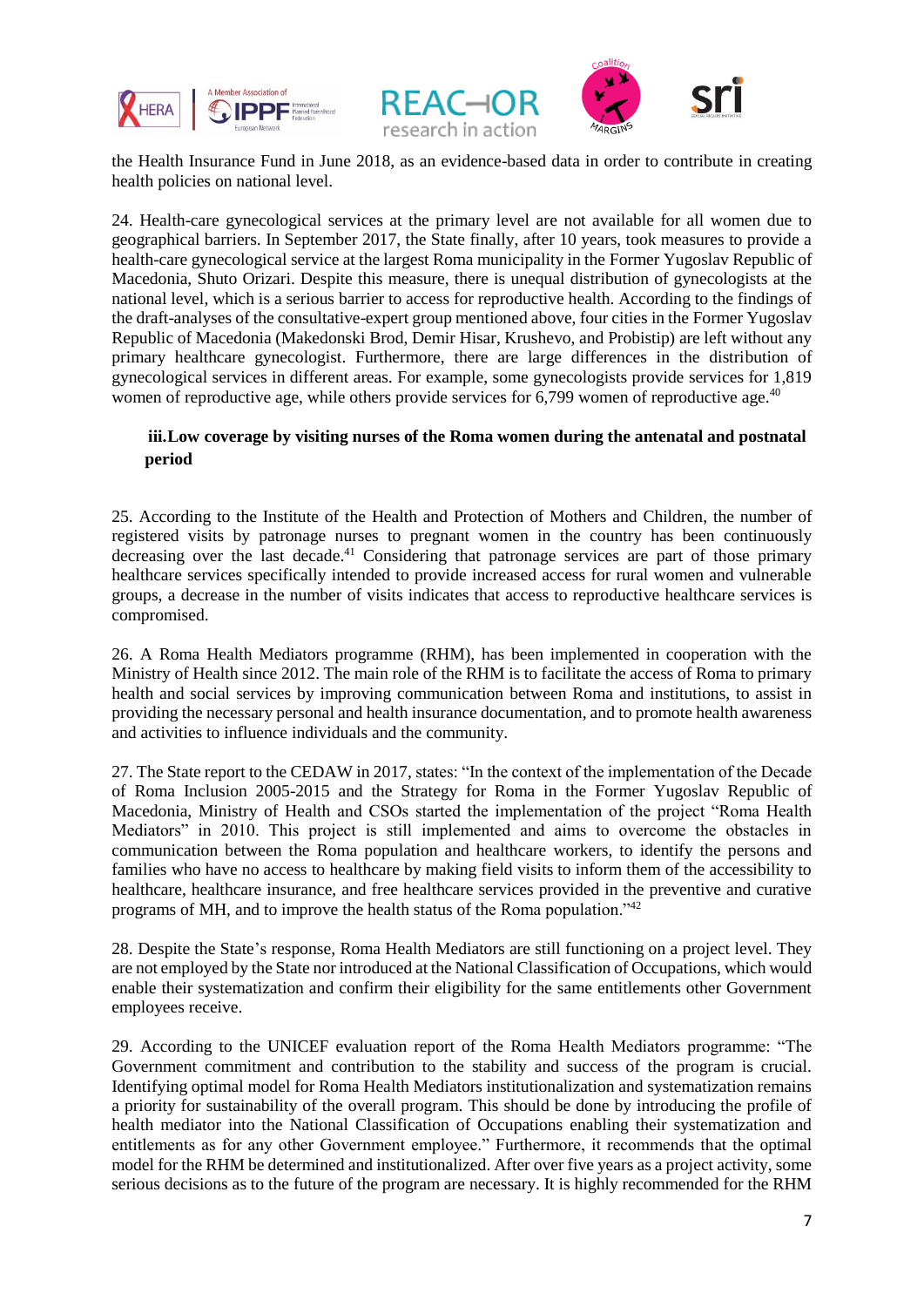the Health Insurance Fund in June 2018, as an evidence-based data in order to contribute in creating health policies on national level.

24. Health-care gynecological services at the primary level are not available for all women due to geographical barriers. In September 2017, the State finally, after 10 years, took measures to provide a health-care gynecological service at the largest Roma municipality in the Former Yugoslav Republic of Macedonia, Shuto Orizari. Despite this measure, there is unequal distribution of gynecologists at the national level, which is a serious barrier to access for reproductive health. According to the findings of the draft-analyses of the consultative-expert group mentioned above, four cities in the Former Yugoslav Republic of Macedonia (Makedonski Brod, Demir Hisar, Krushevo, and Probistip) are left without any primary healthcare gynecologist. Furthermore, there are large differences in the distribution of gynecological services in different areas. For example, some gynecologists provide services for 1,819 women of reproductive age, while others provide services for 6,799 women of reproductive age.[40]

### iii. Low coverage by visiting nurses of the Roma women during the antenatal and postnatal period

25. According to the Institute of the Health and Protection of Mothers and Children, the number of registered visits by patronage nurses to pregnant women in the country has been continuously decreasing over the last decade.[41] Considering that patronage services are part of those primary healthcare services specifically intended to provide increased access for rural women and vulnerable groups, a decrease in the number of visits indicates that access to reproductive healthcare services is compromised.

26. A Roma Health Mediators programme (RHM), has been implemented in cooperation with the Ministry of Health since 2012. The main role of the RHM is to facilitate the access of Roma to primary health and social services by improving communication between Roma and institutions, to assist in providing the necessary personal and health insurance documentation, and to promote health awareness and activities to influence individuals and the community.

27. The State report to the CEDAW in 2017, states: "In the context of the implementation of the Decade of Roma Inclusion 2005-2015 and the Strategy for Roma in the Former Yugoslav Republic of Macedonia, Ministry of Health and CSOs started the implementation of the project "Roma Health Mediators" in 2010. This project is still implemented and aims to overcome the obstacles in communication between the Roma population and healthcare workers, to identify the persons and families who have no access to healthcare by making field visits to inform them of the accessibility to healthcare, healthcare insurance, and free healthcare services provided in the preventive and curative programs of MH, and to improve the health status of the Roma population."[42]

28. Despite the State's response, Roma Health Mediators are still functioning on a project level. They are not employed by the State nor introduced at the National Classification of Occupations, which would enable their systematization and confirm their eligibility for the same entitlements other Government employees receive.

29. According to the UNICEF evaluation report of the Roma Health Mediators programme: "The Government commitment and contribution to the stability and success of the program is crucial. Identifying optimal model for Roma Health Mediators institutionalization and systematization remains a priority for sustainability of the overall program. This should be done by introducing the profile of health mediator into the National Classification of Occupations enabling their systematization and entitlements as for any other Government employee." Furthermore, it recommends that the optimal model for the RHM be determined and institutionalized. After over five years as a project activity, some serious decisions as to the future of the program are necessary. It is highly recommended for the RHM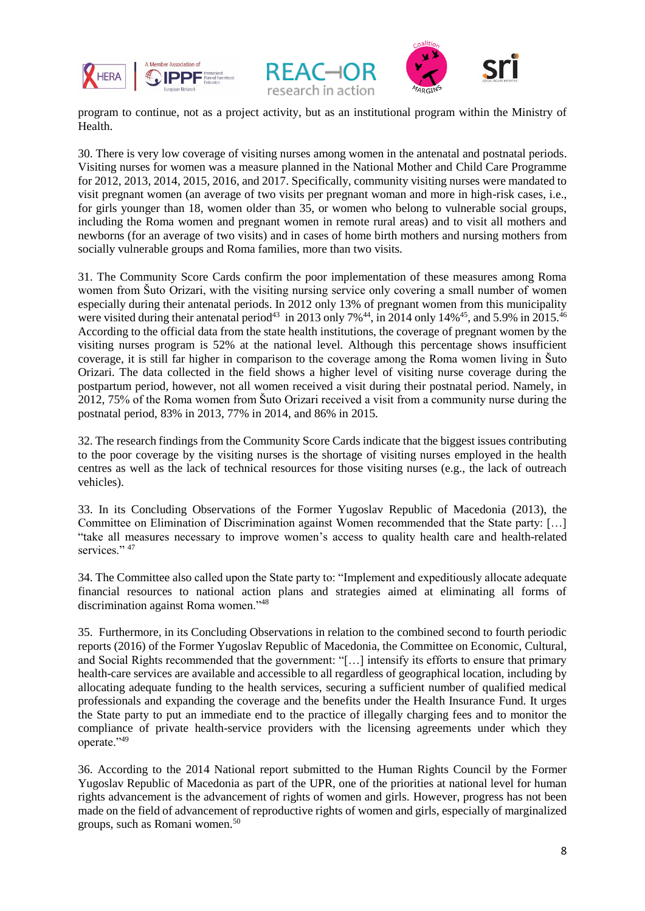program to continue, not as a project activity, but as an institutional program within the Ministry of Health.

30. There is very low coverage of visiting nurses among women in the antenatal and postnatal periods. Visiting nurses for women was a measure planned in the National Mother and Child Care Programme for 2012, 2013, 2014, 2015, 2016, and 2017. Specifically, community visiting nurses were mandated to visit pregnant women (an average of two visits per pregnant woman and more in high-risk cases, i.e., for girls younger than 18, women older than 35, or women who belong to vulnerable social groups, including the Roma women and pregnant women in remote rural areas) and to visit all mothers and newborns (for an average of two visits) and in cases of home birth mothers and nursing mothers from socially vulnerable groups and Roma families, more than two visits.

31. The Community Score Cards confirm the poor implementation of these measures among Roma women from Šuto Orizari, with the visiting nursing service only covering a small number of women especially during their antenatal periods. In 2012 only 13% of pregnant women from this municipality were visited during their antenatal period[43] in 2013 only 7%[44], in 2014 only 14%[45], and 5.9% in 2015.[46] According to the official data from the state health institutions, the coverage of pregnant women by the visiting nurses program is 52% at the national level. Although this percentage shows insufficient coverage, it is still far higher in comparison to the coverage among the Roma women living in Šuto Orizari. The data collected in the field shows a higher level of visiting nurse coverage during the postpartum period, however, not all women received a visit during their postnatal period. Namely, in 2012, 75% of the Roma women from Šuto Orizari received a visit from a community nurse during the postnatal period, 83% in 2013, 77% in 2014, and 86% in 2015.

32. The research findings from the Community Score Cards indicate that the biggest issues contributing to the poor coverage by the visiting nurses is the shortage of visiting nurses employed in the health centres as well as the lack of technical resources for those visiting nurses (e.g., the lack of outreach vehicles).

33. In its Concluding Observations of the Former Yugoslav Republic of Macedonia (2013), the Committee on Elimination of Discrimination against Women recommended that the State party: […] "take all measures necessary to improve women's access to quality health care and health-related services." [47]

34. The Committee also called upon the State party to: "Implement and expeditiously allocate adequate financial resources to national action plans and strategies aimed at eliminating all forms of discrimination against Roma women."[48]

35. Furthermore, in its Concluding Observations in relation to the combined second to fourth periodic reports (2016) of the Former Yugoslav Republic of Macedonia, the Committee on Economic, Cultural, and Social Rights recommended that the government: "[…] intensify its efforts to ensure that primary health-care services are available and accessible to all regardless of geographical location, including by allocating adequate funding to the health services, securing a sufficient number of qualified medical professionals and expanding the coverage and the benefits under the Health Insurance Fund. It urges the State party to put an immediate end to the practice of illegally charging fees and to monitor the compliance of private health-service providers with the licensing agreements under which they operate."[49]

36. According to the 2014 National report submitted to the Human Rights Council by the Former Yugoslav Republic of Macedonia as part of the UPR, one of the priorities at national level for human rights advancement is the advancement of rights of women and girls. However, progress has not been made on the field of advancement of reproductive rights of women and girls, especially of marginalized groups, such as Romani women.[50]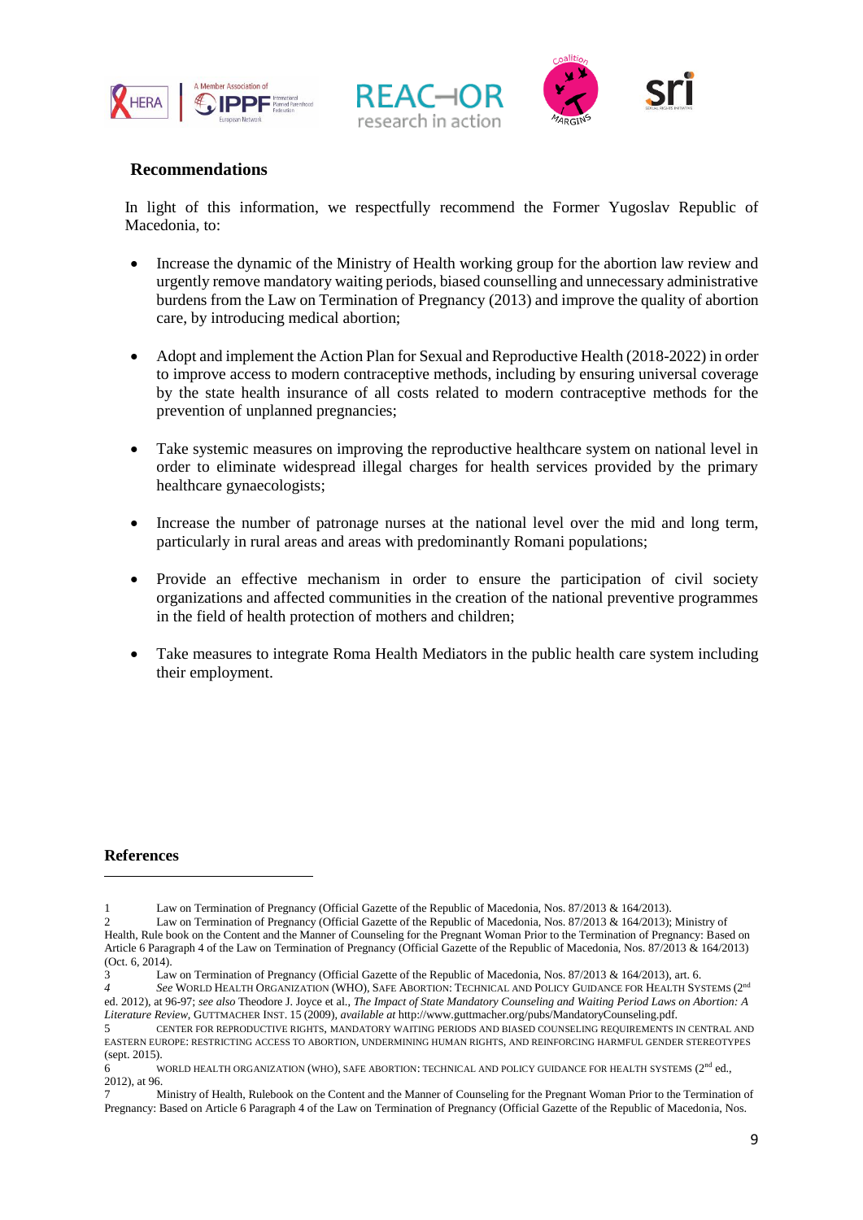## Recommendations

In light of this information, we respectfully recommend the Former Yugoslav Republic of Macedonia, to:

- Increase the dynamic of the Ministry of Health working group for the abortion law review and urgently remove mandatory waiting periods, biased counselling and unnecessary administrative burdens from the Law on Termination of Pregnancy (2013) and improve the quality of abortion care, by introducing medical abortion;

- Adopt and implement the Action Plan for Sexual and Reproductive Health (2018-2022) in order to improve access to modern contraceptive methods, including by ensuring universal coverage by the state health insurance of all costs related to modern contraceptive methods for the prevention of unplanned pregnancies;

- Take systemic measures on improving the reproductive healthcare system on national level in order to eliminate widespread illegal charges for health services provided by the primary healthcare gynaecologists;

- Increase the number of patronage nurses at the national level over the mid and long term, particularly in rural areas and areas with predominantly Romani populations;

- Provide an effective mechanism in order to ensure the participation of civil society organizations and affected communities in the creation of the national preventive programmes in the field of health protection of mothers and children;

- Take measures to integrate Roma Health Mediators in the public health care system including their employment.

## References

1 Law on Termination of Pregnancy (Official Gazette of the Republic of Macedonia, Nos. 87/2013 & 164/2013).

2 Law on Termination of Pregnancy (Official Gazette of the Republic of Macedonia, Nos. 87/2013 & 164/2013); Ministry of Health, Rule book on the Content and the Manner of Counseling for the Pregnant Woman Prior to the Termination of Pregnancy: Based on Article 6 Paragraph 4 of the Law on Termination of Pregnancy (Official Gazette of the Republic of Macedonia, Nos. 87/2013 & 164/2013) (Oct. 6, 2014).

3 Law on Termination of Pregnancy (Official Gazette of the Republic of Macedonia, Nos. 87/2013 & 164/2013), art. 6.

4 *See* WORLD HEALTH ORGANIZATION (WHO), SAFE ABORTION: TECHNICAL AND POLICY GUIDANCE FOR HEALTH SYSTEMS (2nd ed. 2012), at 96-97; *see also* Theodore J. Joyce et al., *The Impact of State Mandatory Counseling and Waiting Period Laws on Abortion: A Literature Review*, GUTTMACHER INST. 15 (2009), *available at* http://www.guttmacher.org/pubs/MandatoryCounseling.pdf.

5 CENTER FOR REPRODUCTIVE RIGHTS, MANDATORY WAITING PERIODS AND BIASED COUNSELING REQUIREMENTS IN CENTRAL AND EASTERN EUROPE: RESTRICTING ACCESS TO ABORTION, UNDERMINING HUMAN RIGHTS, AND REINFORCING HARMFUL GENDER STEREOTYPES (sept. 2015).

6 WORLD HEALTH ORGANIZATION (WHO), SAFE ABORTION: TECHNICAL AND POLICY GUIDANCE FOR HEALTH SYSTEMS (2nd ed., 2012), at 96.

7 Ministry of Health, Rulebook on the Content and the Manner of Counseling for the Pregnant Woman Prior to the Termination of Pregnancy: Based on Article 6 Paragraph 4 of the Law on Termination of Pregnancy (Official Gazette of the Republic of Macedonia, Nos.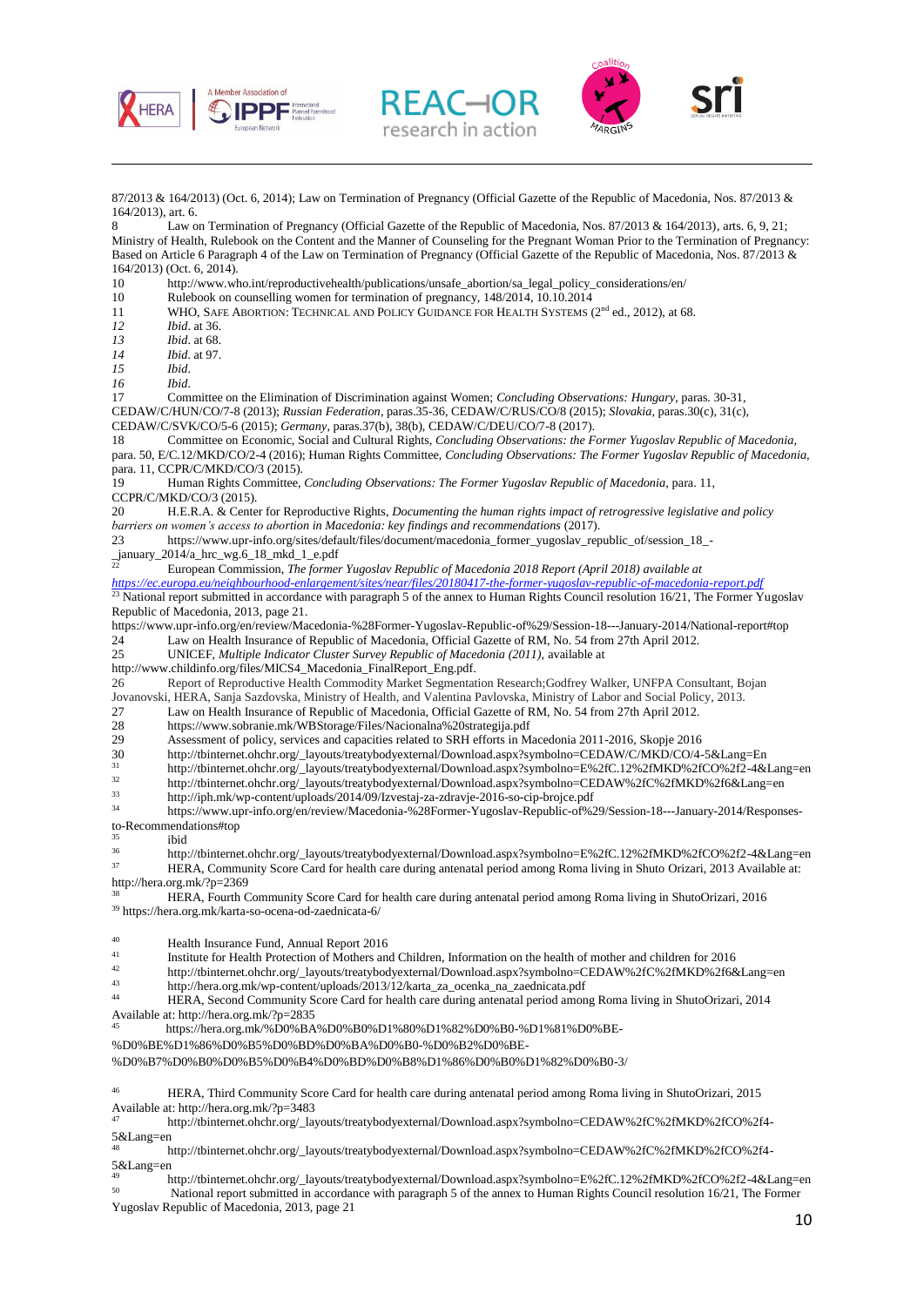87/2013 & 164/2013) (Oct. 6, 2014); Law on Termination of Pregnancy (Official Gazette of the Republic of Macedonia, Nos. 87/2013 & 164/2013), art. 6.

8 Law on Termination of Pregnancy (Official Gazette of the Republic of Macedonia, Nos. 87/2013 & 164/2013), arts. 6, 9, 21; Ministry of Health, Rulebook on the Content and the Manner of Counseling for the Pregnant Woman Prior to the Termination of Pregnancy: Based on Article 6 Paragraph 4 of the Law on Termination of Pregnancy (Official Gazette of the Republic of Macedonia, Nos. 87/2013 & 164/2013) (Oct. 6, 2014).

10 http://www.who.int/reproductivehealth/publications/unsafe_abortion/sa_legal_policy_considerations/en/

10 Rulebook on counselling women for termination of pregnancy, 148/2014, 10.10.2014

11 WHO, SAFE ABORTION: TECHNICAL AND POLICY GUIDANCE FOR HEALTH SYSTEMS (2nd ed., 2012), at 68.

12 *Ibid*. at 36.

13 *Ibid*. at 68.

14 *Ibid*. at 97.

15 *Ibid*.

16 *Ibid*.

17 Committee on the Elimination of Discrimination against Women; *Concluding Observations: Hungary*, paras. 30-31, CEDAW/C/HUN/CO/7-8 (2013); *Russian Federation*, paras.35-36, CEDAW/C/RUS/CO/8 (2015); *Slovakia*, paras.30(c), 31(c), CEDAW/C/SVK/CO/5-6 (2015); *Germany*, paras.37(b), 38(b), CEDAW/C/DEU/CO/7-8 (2017).

18 Committee on Economic, Social and Cultural Rights, *Concluding Observations: the Former Yugoslav Republic of Macedonia*, para. 50, E/C.12/MKD/CO/2-4 (2016); Human Rights Committee, *Concluding Observations: The Former Yugoslav Republic of Macedonia*, para. 11, CCPR/C/MKD/CO/3 (2015).

19 Human Rights Committee, *Concluding Observations: The Former Yugoslav Republic of Macedonia*, para. 11, CCPR/C/MKD/CO/3 (2015).

20 H.E.R.A. & Center for Reproductive Rights, *Documenting the human rights impact of retrogressive legislative and policy barriers on women's access to abortion in Macedonia: key findings and recommendations* (2017).

23 https://www.upr-info.org/sites/default/files/document/macedonia_former_yugoslav_republic_of/session_18_-_january_2014/a_hrc_wg.6_18_mkd_1_e.pdf

22 European Commission, *The former Yugoslav Republic of Macedonia 2018 Report (April 2018) available at https://ec.europa.eu/neighbourhood-enlargement/sites/near/files/20180417-the-former-yugoslav-republic-of-macedonia-report.pdf*

23 National report submitted in accordance with paragraph 5 of the annex to Human Rights Council resolution 16/21, The Former Yugoslav Republic of Macedonia, 2013, page 21.
https://www.upr-info.org/en/review/Macedonia-%28Former-Yugoslav-Republic-of%29/Session-18---January-2014/National-report#top

24 Law on Health Insurance of Republic of Macedonia, Official Gazette of RM, No. 54 from 27th April 2012.

25 UNICEF, *Multiple Indicator Cluster Survey Republic of Macedonia (2011)*, available at http://www.childinfo.org/files/MICS4_Macedonia_FinalReport_Eng.pdf.

26 Report of Reproductive Health Commodity Market Segmentation Research;Godfrey Walker, UNFPA Consultant, Bojan Jovanovski, HERA, Sanja Sazdovska, Ministry of Health, and Valentina Pavlovska, Ministry of Labor and Social Policy, 2013.

27 Law on Health Insurance of Republic of Macedonia, Official Gazette of RM, No. 54 from 27th April 2012.

28 https://www.sobranie.mk/WBStorage/Files/Nacionalna%20strategija.pdf

29 Assessment of policy, services and capacities related to SRH efforts in Macedonia 2011-2016, Skopje 2016

30 http://tbinternet.ohchr.org/_layouts/treatybodyexternal/Download.aspx?symbolno=CEDAW/C/MKD/CO/4-5&Lang=En

31 http://tbinternet.ohchr.org/_layouts/treatybodyexternal/Download.aspx?symbolno=E%2fC.12%2fMKD%2fCO%2f2-4&Lang=en

32 http://tbinternet.ohchr.org/_layouts/treatybodyexternal/Download.aspx?symbolno=CEDAW%2fC%2fMKD%2f6&Lang=en

33 http://iph.mk/wp-content/uploads/2014/09/Izvestaj-za-zdravje-2016-so-cip-brojce.pdf

34 https://www.upr-info.org/en/review/Macedonia-%28Former-Yugoslav-Republic-of%29/Session-18---January-2014/Responses-to-Recommendations#top

35 ibid

36 http://tbinternet.ohchr.org/_layouts/treatybodyexternal/Download.aspx?symbolno=E%2fC.12%2fMKD%2fCO%2f2-4&Lang=en

37 HERA, Community Score Card for health care during antenatal period among Roma living in Shuto Orizari, 2013 Available at: http://hera.org.mk/?p=2369

38 HERA, Fourth Community Score Card for health care during antenatal period among Roma living in ShutoOrizari, 2016

39 https://hera.org.mk/karta-so-ocena-od-zaednicata-6/

40 Health Insurance Fund, Annual Report 2016

41 Institute for Health Protection of Mothers and Children, Information on the health of mother and children for 2016

42 http://tbinternet.ohchr.org/_layouts/treatybodyexternal/Download.aspx?symbolno=CEDAW%2fC%2fMKD%2f6&Lang=en

43 http://hera.org.mk/wp-content/uploads/2013/12/karta_za_ocenka_na_zaednicata.pdf

44 HERA, Second Community Score Card for health care during antenatal period among Roma living in ShutoOrizari, 2014 Available at: http://hera.org.mk/?p=2835

45 https://hera.org.mk/%D0%BA%D0%B0%D1%80%D1%82%D0%B0-%D1%81%D0%BE-%D0%BE%D1%86%D0%B5%D0%BD%D0%BA%D0%B0-%D0%B2%D0%BE-%D0%B7%D0%B0%D0%B5%D0%B4%D0%BD%D0%B8%D1%86%D0%B0%D1%82%D0%B0-3/

46 HERA, Third Community Score Card for health care during antenatal period among Roma living in ShutoOrizari, 2015 Available at: http://hera.org.mk/?p=3483

47 http://tbinternet.ohchr.org/_layouts/treatybodyexternal/Download.aspx?symbolno=CEDAW%2fC%2fMKD%2fCO%2f4-5&Lang=en

48 http://tbinternet.ohchr.org/_layouts/treatybodyexternal/Download.aspx?symbolno=CEDAW%2fC%2fMKD%2fCO%2f4-5&Lang=en

49 http://tbinternet.ohchr.org/_layouts/treatybodyexternal/Download.aspx?symbolno=E%2fC.12%2fMKD%2fCO%2f2-4&Lang=en

50 National report submitted in accordance with paragraph 5 of the annex to Human Rights Council resolution 16/21, The Former Yugoslav Republic of Macedonia, 2013, page 21